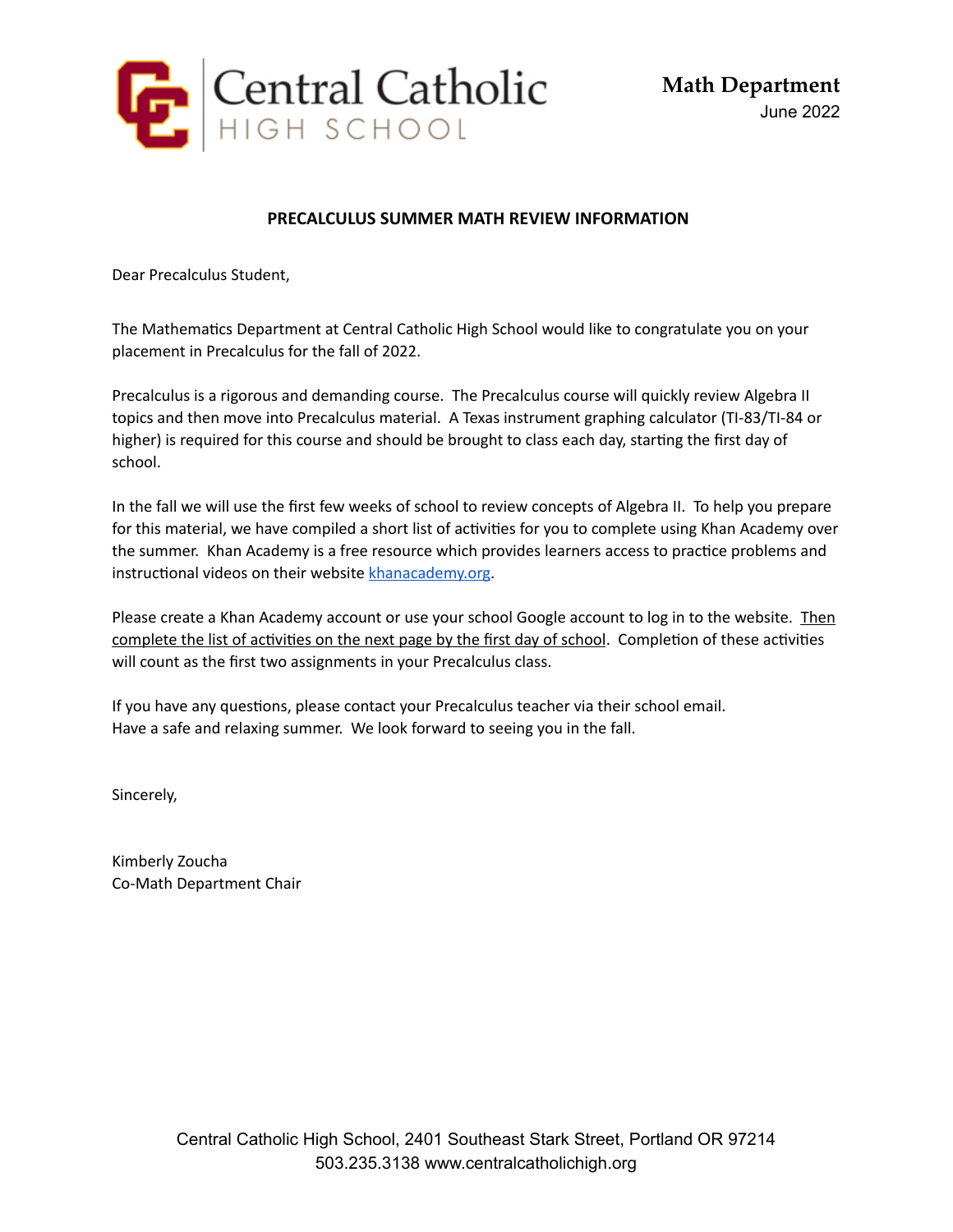Central Catholic
HIGH SCHOOL

**Math Department**
June 2022

**PRECALCULUS SUMMER MATH REVIEW INFORMATION**

Dear Precalculus Student,

The Mathematics Department at Central Catholic High School would like to congratulate you on your placement in Precalculus for the fall of 2022.

Precalculus is a rigorous and demanding course. The Precalculus course will quickly review Algebra II topics and then move into Precalculus material. A Texas instrument graphing calculator (TI-83/TI-84 or higher) is required for this course and should be brought to class each day, starting the first day of school.

In the fall we will use the first few weeks of school to review concepts of Algebra II. To help you prepare for this material, we have compiled a short list of activities for you to complete using Khan Academy over the summer. Khan Academy is a free resource which provides learners access to practice problems and instructional videos on their website [khanacademy.org](https://khanacademy.org).

Please create a Khan Academy account or use your school Google account to log in to the website. <u>Then complete the list of activities on the next page by the first day of school</u>. Completion of these activities will count as the first two assignments in your Precalculus class.

If you have any questions, please contact your Precalculus teacher via their school email.
Have a safe and relaxing summer. We look forward to seeing you in the fall.

Sincerely,

Kimberly Zoucha
Co-Math Department Chair

Central Catholic High School, 2401 Southeast Stark Street, Portland OR 97214
503.235.3138 www.centralcatholichigh.org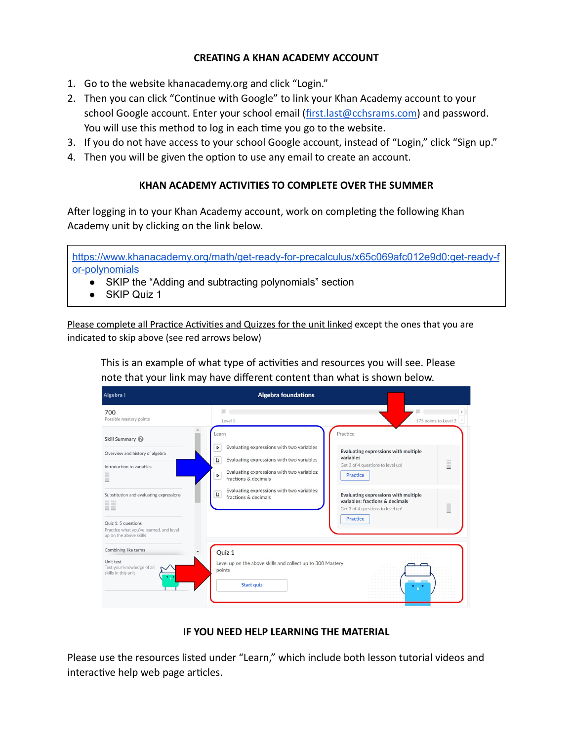## CREATING A KHAN ACADEMY ACCOUNT

1. Go to the website khanacademy.org and click "Login."
2. Then you can click "Continue with Google" to link your Khan Academy account to your school Google account. Enter your school email (first.last@cchsrams.com) and password. You will use this method to log in each time you go to the website.
3. If you do not have access to your school Google account, instead of "Login," click "Sign up."
4. Then you will be given the option to use any email to create an account.

## KHAN ACADEMY ACTIVITIES TO COMPLETE OVER THE SUMMER

After logging in to your Khan Academy account, work on completing the following Khan Academy unit by clicking on the link below.

https://www.khanacademy.org/math/get-ready-for-precalculus/x65c069afc012e9d0:get-ready-for-polynomials

- SKIP the "Adding and subtracting polynomials" section
- SKIP Quiz 1

Please complete all Practice Activities and Quizzes for the unit linked except the ones that you are indicated to skip above (see red arrows below)

This is an example of what type of activities and resources you will see. Please note that your link may have different content than what is shown below.

Algebra I

Algebra foundations

700
Possible mastery points

Level 1

175 points to Level 2

Skill Summary

Overview and history of algebra

Introduction to variables

Substitution and evaluating expressions

Quiz 1: 5 questions
Practice what you've learned, and level up on the above skills

Combining like terms

Unit test
Test your knowledge of all skills in this unit

Learn

Evaluating expressions with two variables

Evaluating expressions with two variables

Evaluating expressions with two variables: fractions & decimals

Evaluating expressions with two variables: fractions & decimals

Practice

Evaluating expressions with multiple variables
Get 3 of 4 questions to level up!
Practice

Evaluating expressions with multiple variables: fractions & decimals
Get 3 of 4 questions to level up!
Practice

Quiz 1
Level up on the above skills and collect up to 300 Mastery points
Start quiz

## IF YOU NEED HELP LEARNING THE MATERIAL

Please use the resources listed under "Learn," which include both lesson tutorial videos and interactive help web page articles.